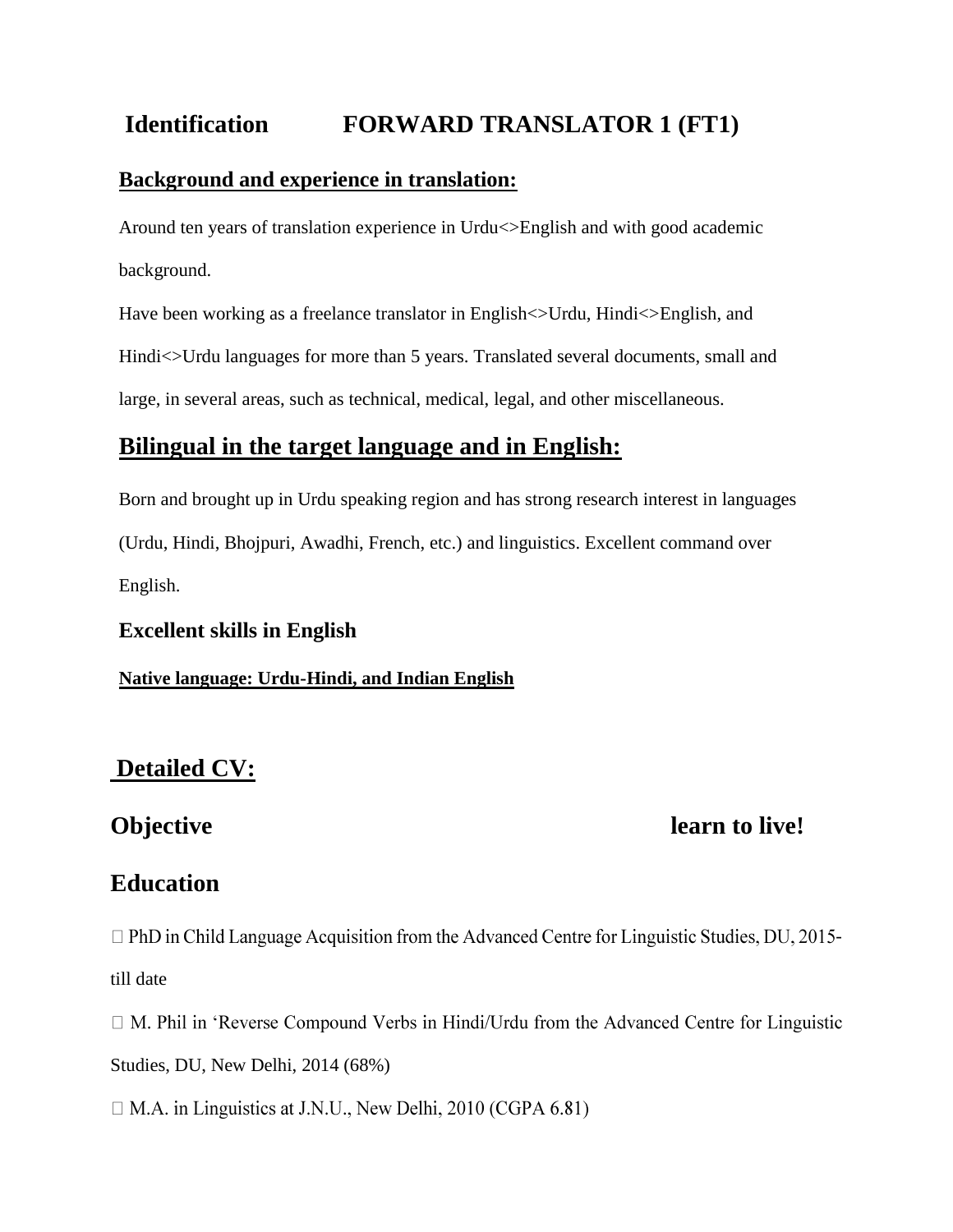## Identification FORWARD TRANSLATOR 1 (FT1)

**Background and experience in translation:**

Around ten years of translation experience in Urdu<>English and with good academic background.

Have been working as a freelance translator in English<>Urdu, Hindi<>English, and Hindi<>Urdu languages for more than 5 years. Translated several documents, small and large, in several areas, such as technical, medical, legal, and other miscellaneous.

## Bilingual in the target language and in English:

Born and brought up in Urdu speaking region and has strong research interest in languages (Urdu, Hindi, Bhojpuri, Awadhi, French, etc.) and linguistics. Excellent command over English.

**Excellent skills in English**

**Native language: Urdu-Hindi, and Indian English**

## Detailed CV:

## Objective learn to live!

## Education

- PhD in Child Language Acquisition from the Advanced Centre for Linguistic Studies, DU, 2015-till date
- M. Phil in 'Reverse Compound Verbs in Hindi/Urdu from the Advanced Centre for Linguistic Studies, DU, New Delhi, 2014 (68%)
- M.A. in Linguistics at J.N.U., New Delhi, 2010 (CGPA 6.81)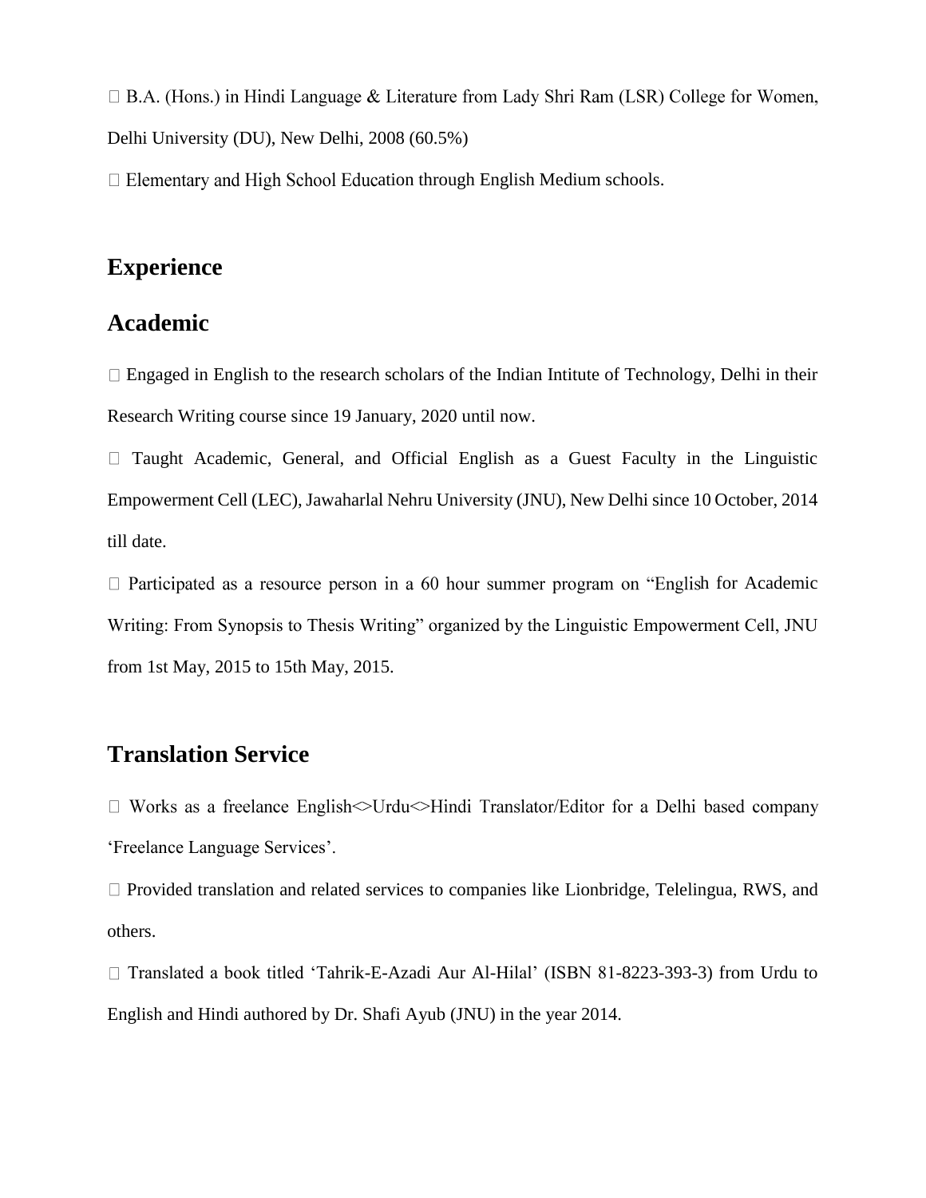- B.A. (Hons.) in Hindi Language & Literature from Lady Shri Ram (LSR) College for Women, Delhi University (DU), New Delhi, 2008 (60.5%)
- Elementary and High School Education through English Medium schools.

## Experience

## Academic

- Engaged in English to the research scholars of the Indian Intitute of Technology, Delhi in their Research Writing course since 19 January, 2020 until now.
- Taught Academic, General, and Official English as a Guest Faculty in the Linguistic Empowerment Cell (LEC), Jawaharlal Nehru University (JNU), New Delhi since 10 October, 2014 till date.
- Participated as a resource person in a 60 hour summer program on "English for Academic Writing: From Synopsis to Thesis Writing" organized by the Linguistic Empowerment Cell, JNU from 1st May, 2015 to 15th May, 2015.

## Translation Service

- Works as a freelance English<>Urdu<>Hindi Translator/Editor for a Delhi based company 'Freelance Language Services'.
- Provided translation and related services to companies like Lionbridge, Telelingua, RWS, and others.
- Translated a book titled 'Tahrik-E-Azadi Aur Al-Hilal' (ISBN 81-8223-393-3) from Urdu to English and Hindi authored by Dr. Shafi Ayub (JNU) in the year 2014.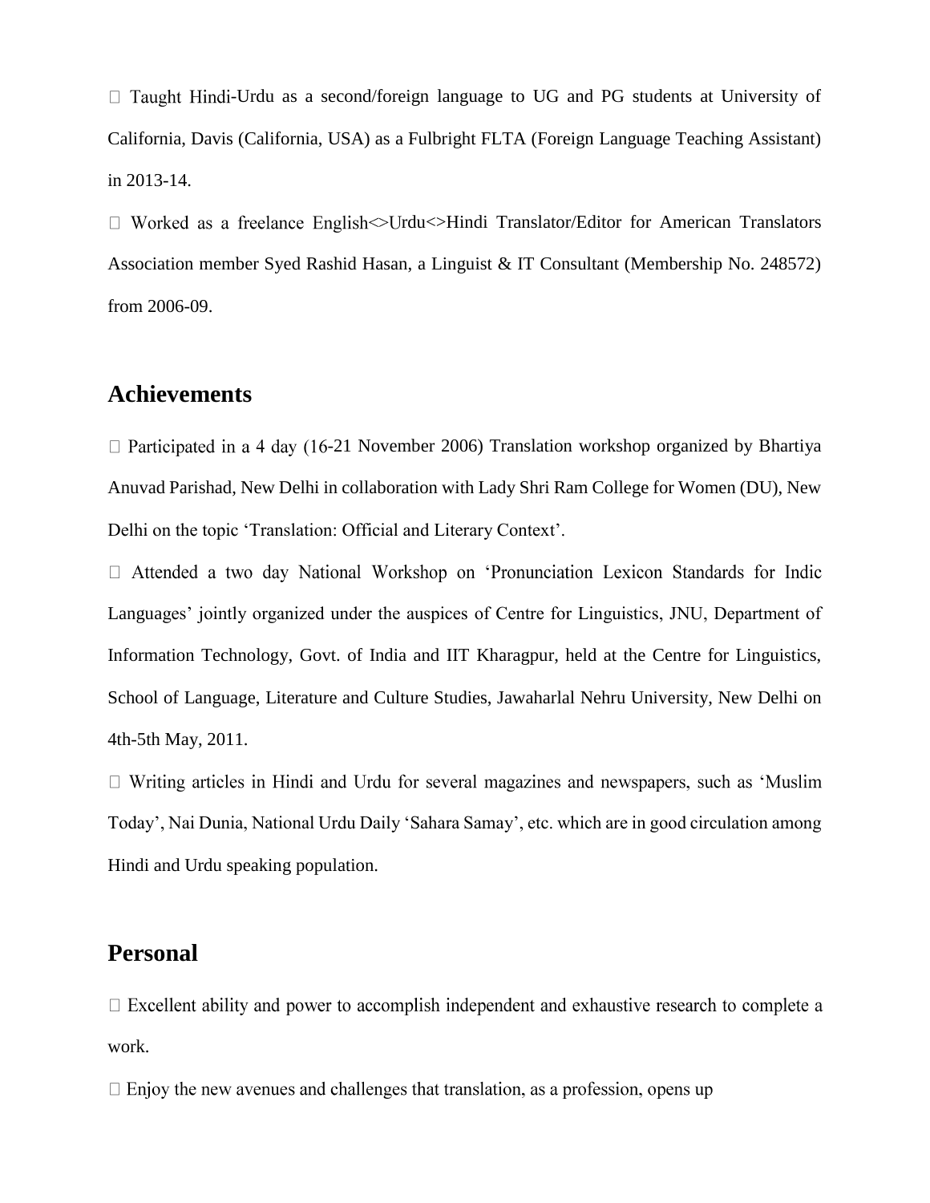- Taught Hindi-Urdu as a second/foreign language to UG and PG students at University of California, Davis (California, USA) as a Fulbright FLTA (Foreign Language Teaching Assistant) in 2013-14.
- Worked as a freelance English<>Urdu<>Hindi Translator/Editor for American Translators Association member Syed Rashid Hasan, a Linguist & IT Consultant (Membership No. 248572) from 2006-09.

## Achievements

- Participated in a 4 day (16-21 November 2006) Translation workshop organized by Bhartiya Anuvad Parishad, New Delhi in collaboration with Lady Shri Ram College for Women (DU), New Delhi on the topic 'Translation: Official and Literary Context'.
- Attended a two day National Workshop on 'Pronunciation Lexicon Standards for Indic Languages' jointly organized under the auspices of Centre for Linguistics, JNU, Department of Information Technology, Govt. of India and IIT Kharagpur, held at the Centre for Linguistics, School of Language, Literature and Culture Studies, Jawaharlal Nehru University, New Delhi on 4th-5th May, 2011.
- Writing articles in Hindi and Urdu for several magazines and newspapers, such as 'Muslim Today', Nai Dunia, National Urdu Daily 'Sahara Samay', etc. which are in good circulation among Hindi and Urdu speaking population.

## Personal

- Excellent ability and power to accomplish independent and exhaustive research to complete a work.
- Enjoy the new avenues and challenges that translation, as a profession, opens up